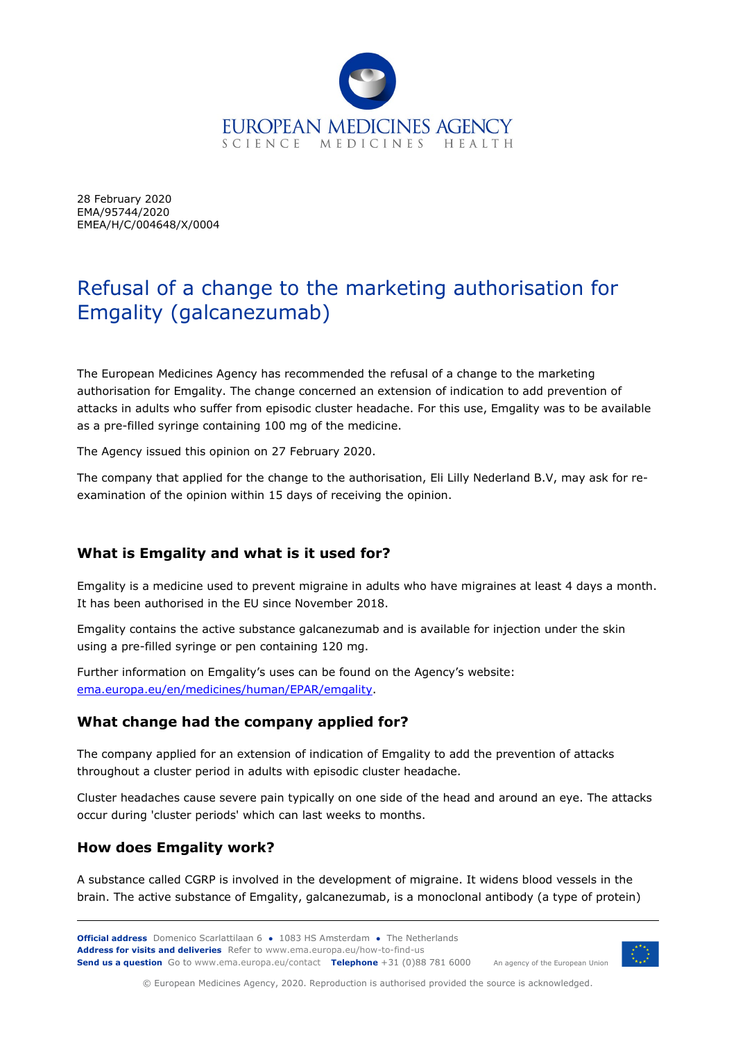28 February 2020
EMA/95744/2020
EMEA/H/C/004648/X/0004

# Refusal of a change to the marketing authorisation for Emgality (galcanezumab)

The European Medicines Agency has recommended the refusal of a change to the marketing authorisation for Emgality. The change concerned an extension of indication to add prevention of attacks in adults who suffer from episodic cluster headache. For this use, Emgality was to be available as a pre-filled syringe containing 100 mg of the medicine.

The Agency issued this opinion on 27 February 2020.

The company that applied for the change to the authorisation, Eli Lilly Nederland B.V, may ask for re-examination of the opinion within 15 days of receiving the opinion.

## What is Emgality and what is it used for?

Emgality is a medicine used to prevent migraine in adults who have migraines at least 4 days a month. It has been authorised in the EU since November 2018.

Emgality contains the active substance galcanezumab and is available for injection under the skin using a pre-filled syringe or pen containing 120 mg.

Further information on Emgality's uses can be found on the Agency's website: [ema.europa.eu/en/medicines/human/EPAR/emgality](ema.europa.eu/en/medicines/human/EPAR/emgality).

## What change had the company applied for?

The company applied for an extension of indication of Emgality to add the prevention of attacks throughout a cluster period in adults with episodic cluster headache.

Cluster headaches cause severe pain typically on one side of the head and around an eye. The attacks occur during 'cluster periods' which can last weeks to months.

## How does Emgality work?

A substance called CGRP is involved in the development of migraine. It widens blood vessels in the brain. The active substance of Emgality, galcanezumab, is a monoclonal antibody (a type of protein)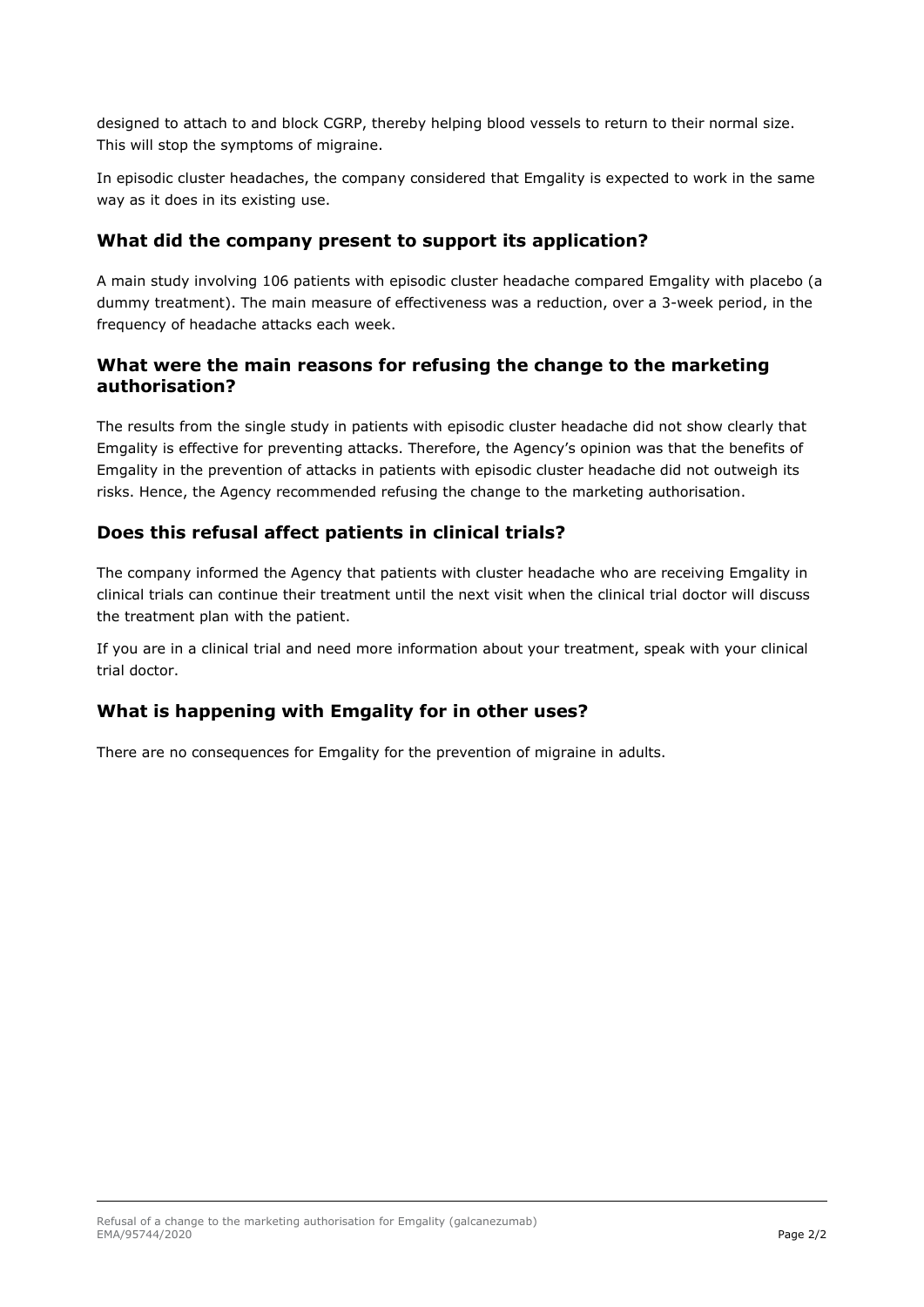designed to attach to and block CGRP, thereby helping blood vessels to return to their normal size. This will stop the symptoms of migraine.

In episodic cluster headaches, the company considered that Emgality is expected to work in the same way as it does in its existing use.

## What did the company present to support its application?

A main study involving 106 patients with episodic cluster headache compared Emgality with placebo (a dummy treatment). The main measure of effectiveness was a reduction, over a 3-week period, in the frequency of headache attacks each week.

## What were the main reasons for refusing the change to the marketing authorisation?

The results from the single study in patients with episodic cluster headache did not show clearly that Emgality is effective for preventing attacks. Therefore, the Agency's opinion was that the benefits of Emgality in the prevention of attacks in patients with episodic cluster headache did not outweigh its risks. Hence, the Agency recommended refusing the change to the marketing authorisation.

## Does this refusal affect patients in clinical trials?

The company informed the Agency that patients with cluster headache who are receiving Emgality in clinical trials can continue their treatment until the next visit when the clinical trial doctor will discuss the treatment plan with the patient.

If you are in a clinical trial and need more information about your treatment, speak with your clinical trial doctor.

## What is happening with Emgality for in other uses?

There are no consequences for Emgality for the prevention of migraine in adults.